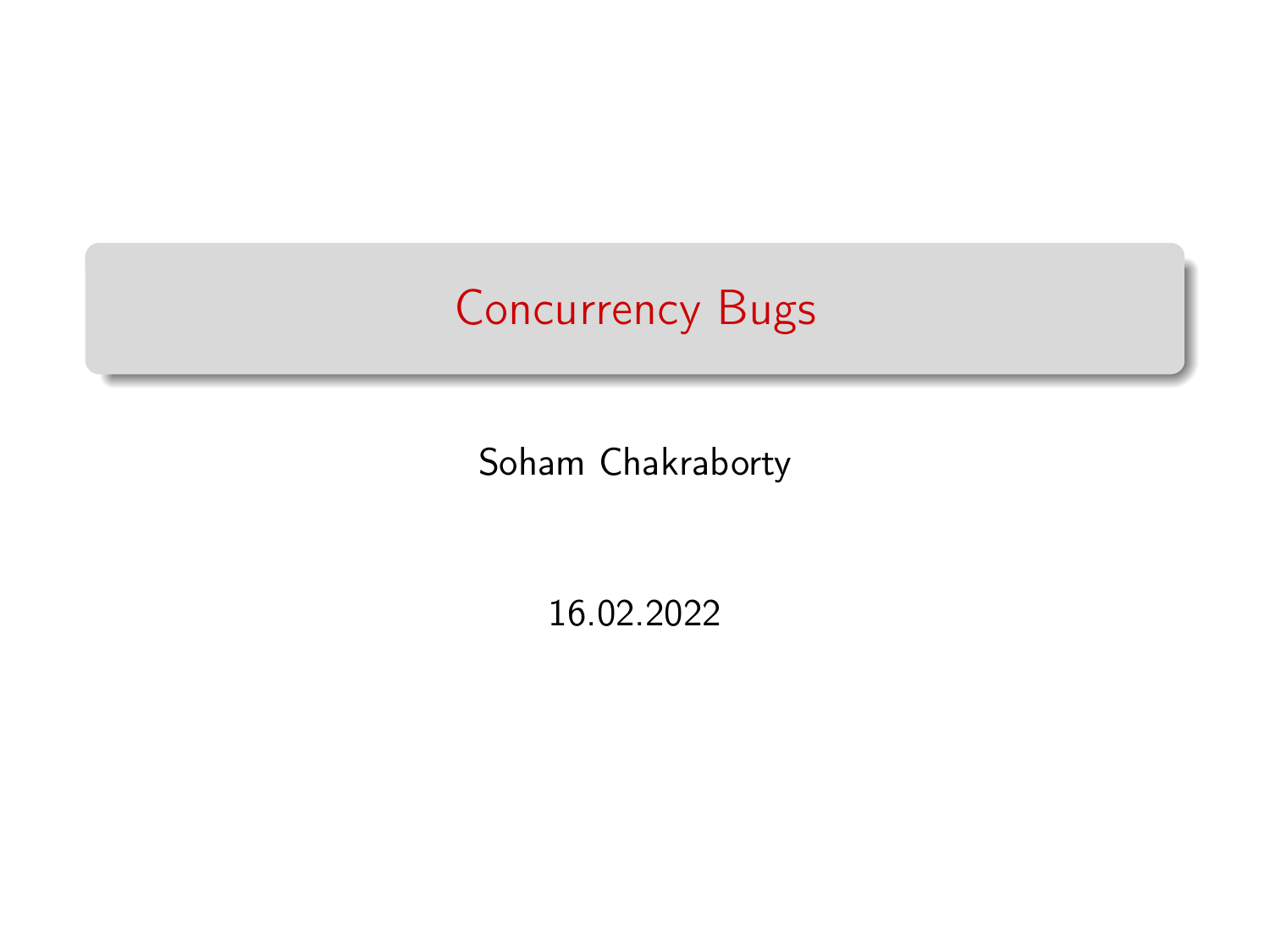# Concurrency Bugs

Soham Chakraborty

16.02.2022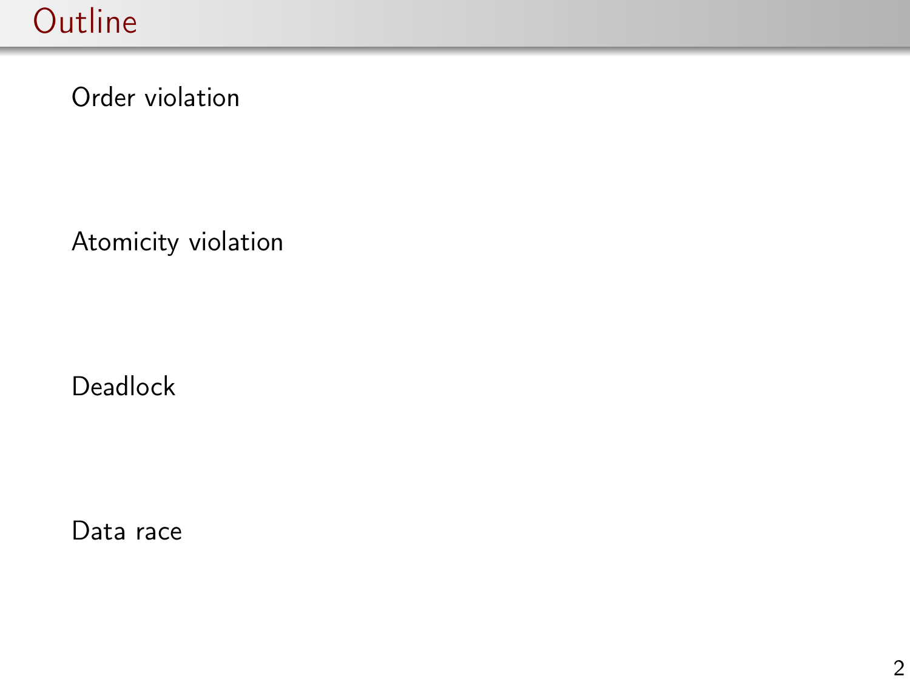# Outline

Order violation

Atomicity violation

Deadlock

Data race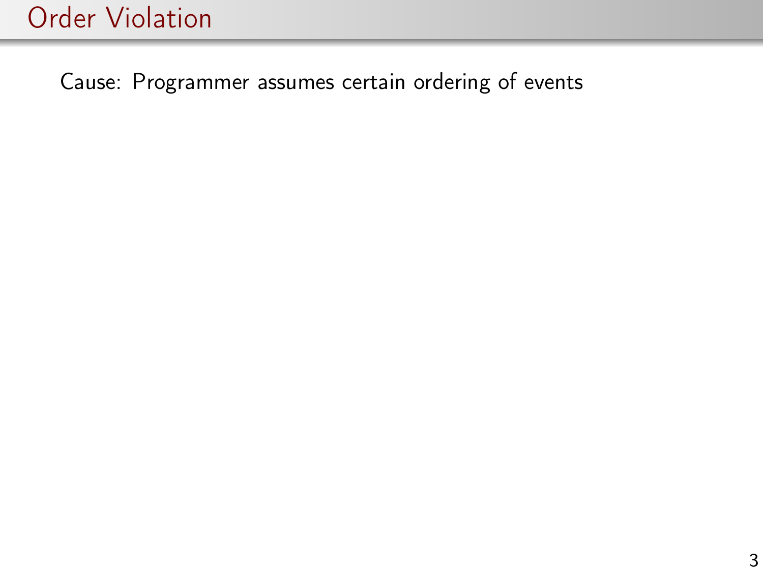# Order Violation

Cause: Programmer assumes certain ordering of events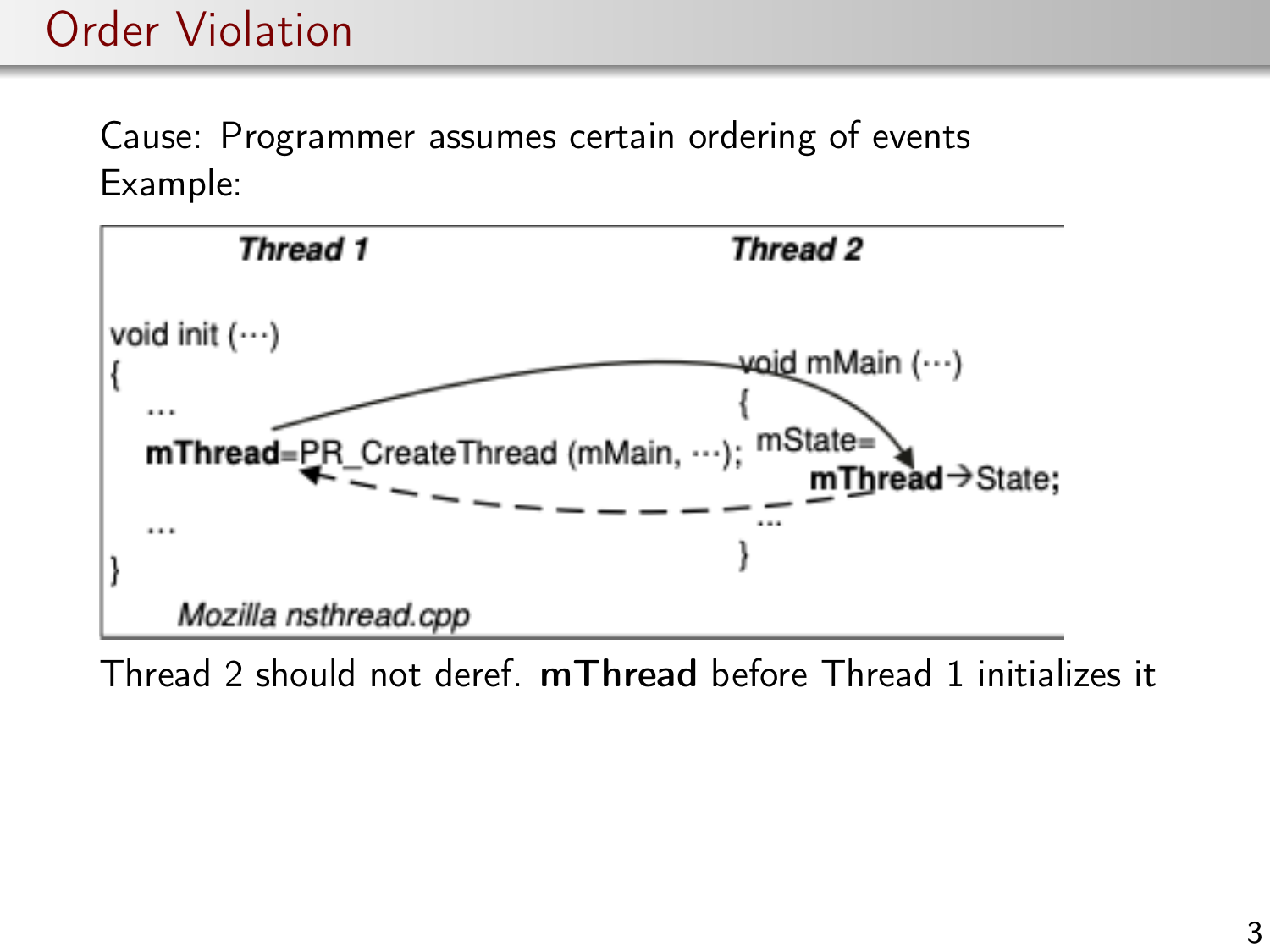# Order Violation

Cause: Programmer assumes certain ordering of events

Example:

| *Thread 1* | *Thread 2* |
| --- | --- |
| void init (···) | |
| { | void mMain (···) |
| ... | { |
| **mThread**=PR_CreateThread (mMain, ···); | mState= **mThread**→State; |
| ... | ... |
| } | } |

*Mozilla nsthread.cpp*

Thread 2 should not deref. **mThread** before Thread 1 initializes it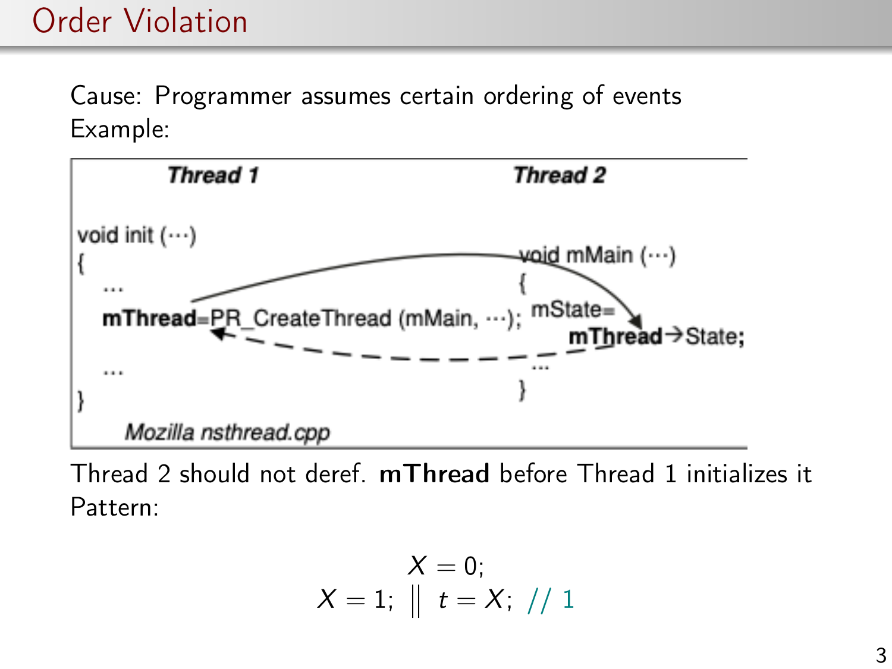# Order Violation

Cause: Programmer assumes certain ordering of events

Example:

| Thread 1 | Thread 2 |
|---|---|
| void init (···) { ... **mThread**=PR_CreateThread (mMain, ···); ... } | void mMain (···) { mState= **mThread**→State; ... } |

*Mozilla nsthread.cpp*

Thread 2 should not deref. **mThread** before Thread 1 initializes it

Pattern:

$$X = 0;$$
$$X = 1; \parallel t = X; \quad // \ 1$$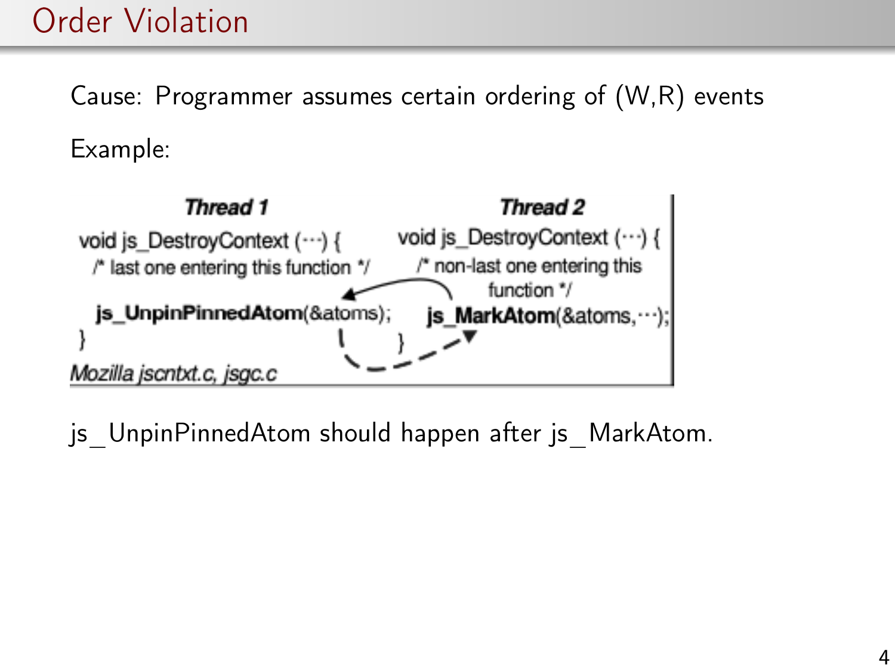# Order Violation

Cause: Programmer assumes certain ordering of (W,R) events

Example:

| Thread 1 | Thread 2 |
| --- | --- |
| void js_DestroyContext (···) { | void js_DestroyContext (···) { |
| /* last one entering this function */ | /* non-last one entering this function */ |
| **js_UnpinPinnedAtom**(&atoms); | **js_MarkAtom**(&atoms,···); |
| } | } |

*Mozilla jscntxt.c, jsgc.c*

js_UnpinPinnedAtom should happen after js_MarkAtom.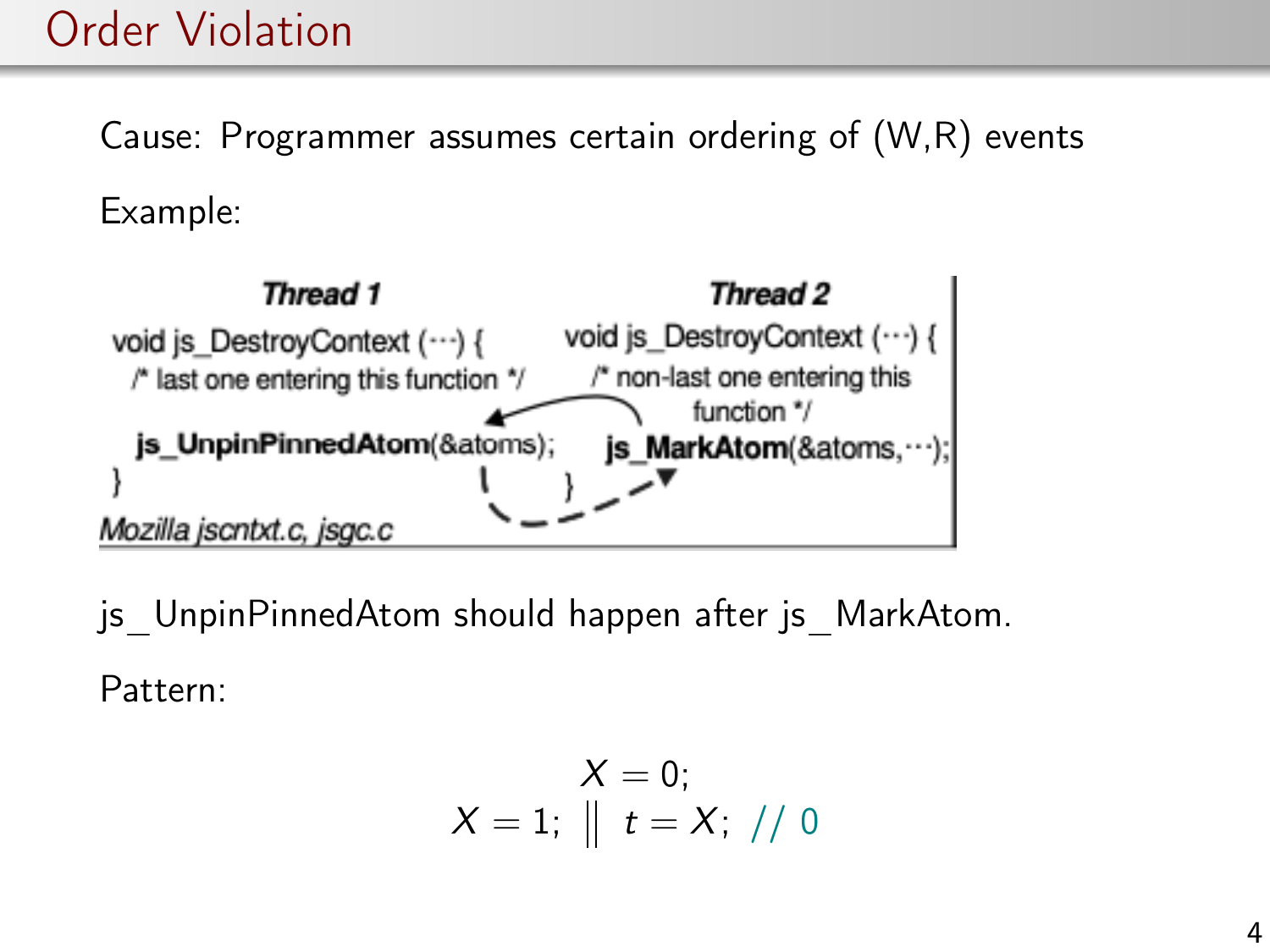# Order Violation

Cause: Programmer assumes certain ordering of (W,R) events

Example:

| ***Thread 1*** | ***Thread 2*** |
|---|---|
| void js_DestroyContext (···) { | void js_DestroyContext (···) { |
| /* last one entering this function */ | /* non-last one entering this function */ |
| **js_UnpinPinnedAtom**(&atoms); | **js_MarkAtom**(&atoms,···); |
| } | } |

*Mozilla jscntxt.c, jsgc.c*

js_UnpinPinnedAtom should happen after js_MarkAtom.

Pattern:

$$X = 0;$$
$$X = 1; \;\Big\|\; t = X; \;\; // \; 0$$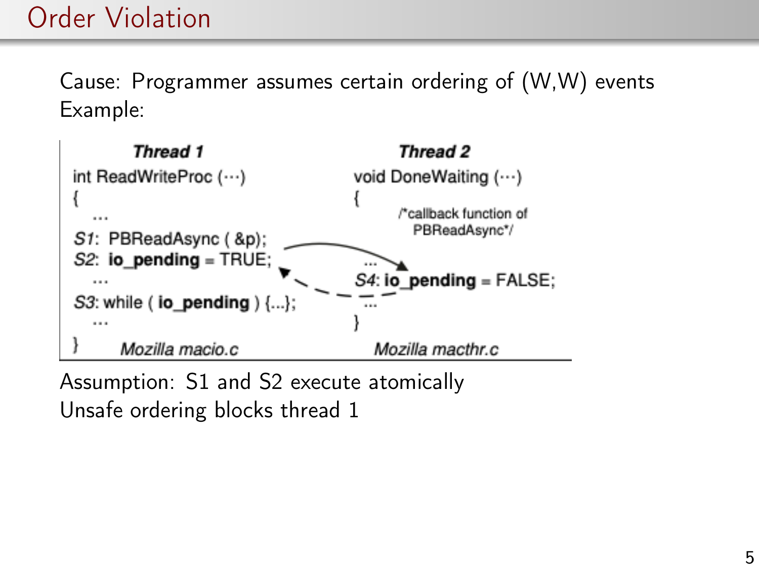# Order Violation

Cause: Programmer assumes certain ordering of (W,W) events
Example:

```
Thread 1                                Thread 2
int ReadWriteProc (···)                 void DoneWaiting (···)
{                                       {
   ...                                        /*callback function of
S1: PBReadAsync ( &p);                          PBReadAsync*/
S2: io_pending = TRUE;                     ...
   ...                                  S4: io_pending = FALSE;
S3: while ( io_pending ) {...};            ...
   ...                                  }
}        Mozilla macio.c                    Mozilla macthr.c
```

Assumption: S1 and S2 execute atomically
Unsafe ordering blocks thread 1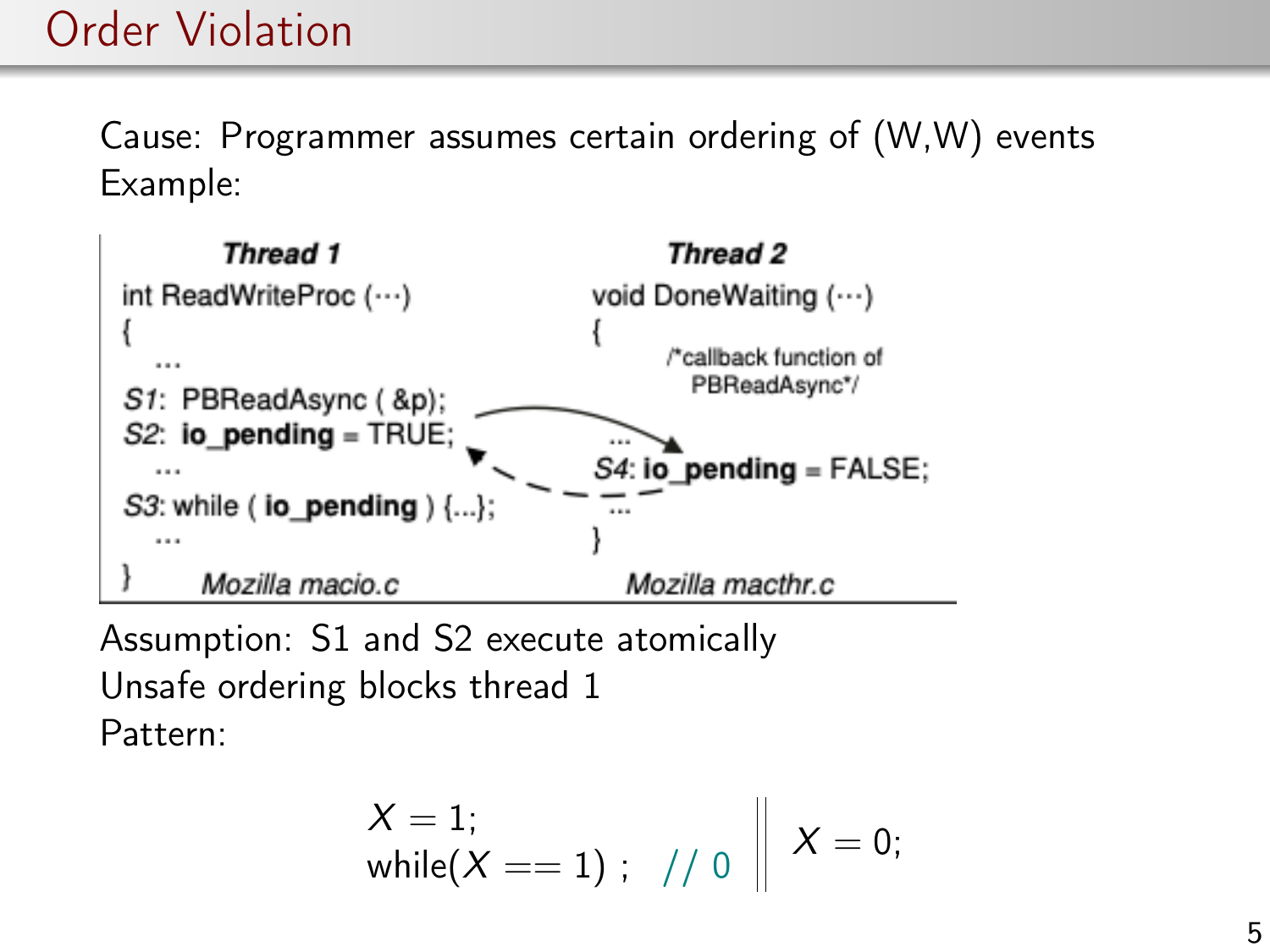# Order Violation

Cause: Programmer assumes certain ordering of (W,W) events

Example:

| Thread 1 | Thread 2 |
| --- | --- |
| int ReadWriteProc (···) | void DoneWaiting (···) |
| { | { |
| ... | /*callback function of PBReadAsync*/ |
| *S1*: PBReadAsync ( &p); | ... |
| *S2*: **io_pending** = TRUE; | *S4*: **io_pending** = FALSE; |
| ... | ... |
| *S3*: while ( **io_pending** ) {...}; | } |
| ... | |
| } *Mozilla macio.c* | *Mozilla macthr.c* |

Assumption: S1 and S2 execute atomically

Unsafe ordering blocks thread 1

Pattern:

$$
\begin{array}{l} X = 1; \\ \text{while}(X == 1)\ ; \quad // \ 0 \end{array} \quad \Bigg\| \quad X = 0;
$$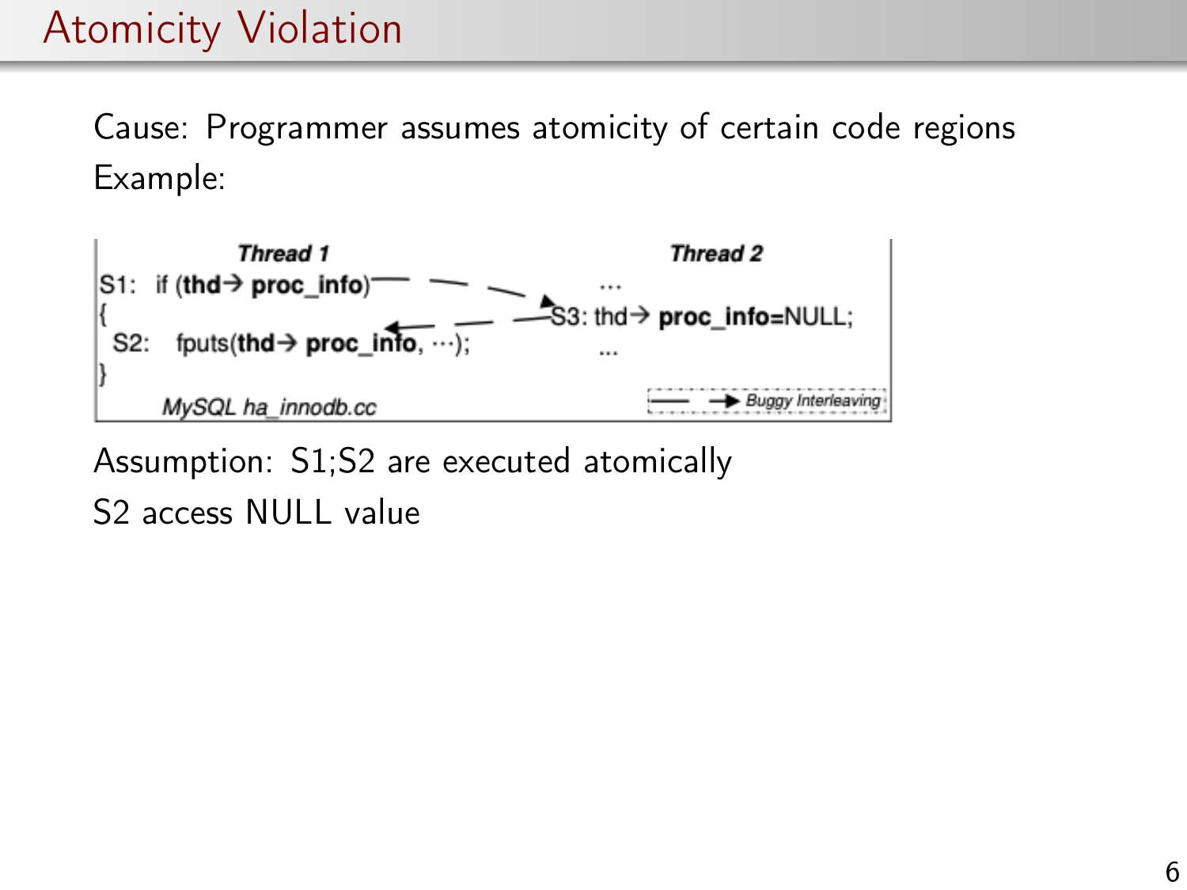# Atomicity Violation

Cause: Programmer assumes atomicity of certain code regions

Example:

```
             Thread 1                              Thread 2
S1:  if (thd→ proc_info)                              ...
{                                          S3: thd→ proc_info=NULL;
  S2:   fputs(thd→ proc_info, ···);                   ...
}
      MySQL ha_innodb.cc                         ──→ Buggy Interleaving
```

Assumption: S1;S2 are executed atomically

S2 access NULL value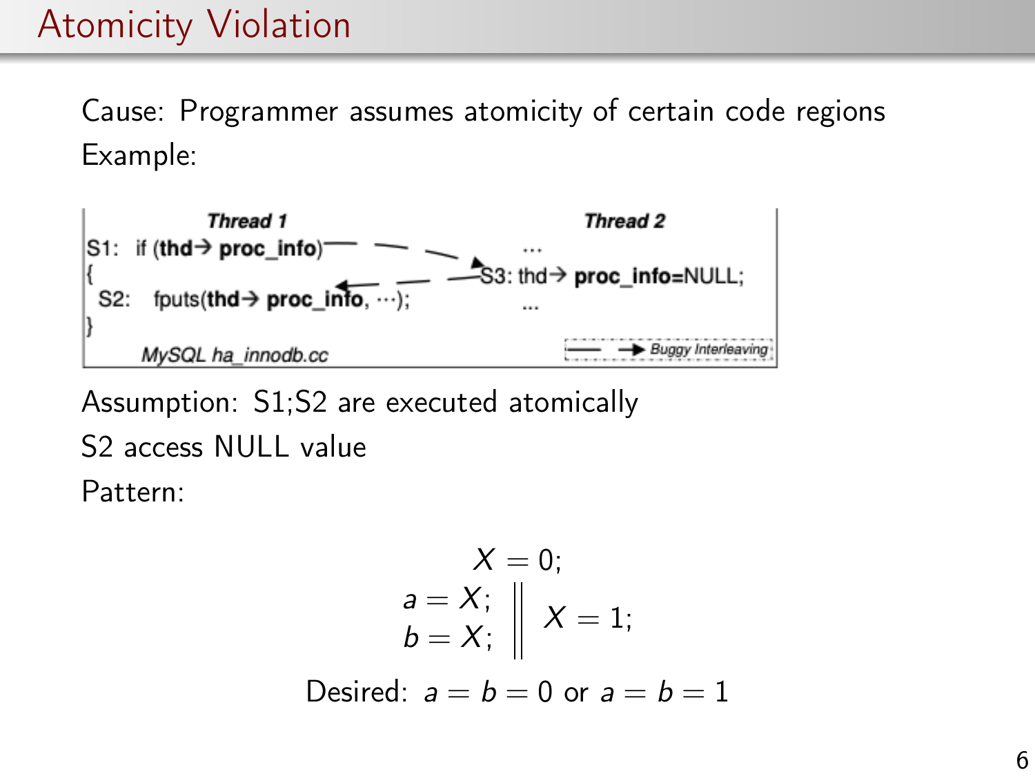# Atomicity Violation

Cause: Programmer assumes atomicity of certain code regions

Example:

```
            Thread 1                                   Thread 2
S1:  if (thd-> proc_info)                                ...
{                                          S3: thd-> proc_info=NULL;
  S2:   fputs(thd-> proc_info, ...);                     ...
}
        MySQL ha_innodb.cc                        ---> Buggy Interleaving
```

Assumption: S1;S2 are executed atomically

S2 access NULL value

Pattern:

$$X = 0;$$

$$\begin{array}{c} a = X; \\ b = X; \end{array} \quad \Big\| \quad X = 1;$$

Desired: $a = b = 0$ or $a = b = 1$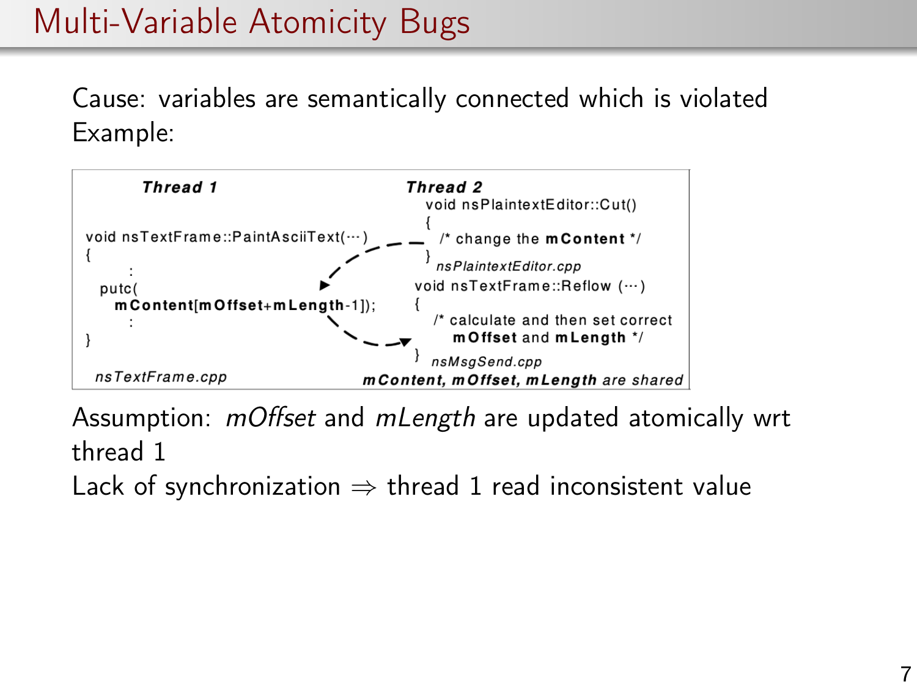# Multi-Variable Atomicity Bugs

Cause: variables are semantically connected which is violated

Example:

**Thread 1**

```
void nsTextFrame::PaintAsciiText(···)
{
      :
  putc(
    mContent[mOffset+mLength-1]);
      :
}
```

*nsTextFrame.cpp*

**Thread 2**

```
void nsPlaintextEditor::Cut()
{
   /* change the mContent */
}
```

*nsPlaintextEditor.cpp*

```
void nsTextFrame::Reflow (···)
{
   /* calculate and then set correct
      mOffset and mLength */
}
```

*nsMsgSend.cpp*

**mContent, mOffset, mLength** are shared

Assumption: *mOffset* and *mLength* are updated atomically wrt thread 1

Lack of synchronization ⇒ thread 1 read inconsistent value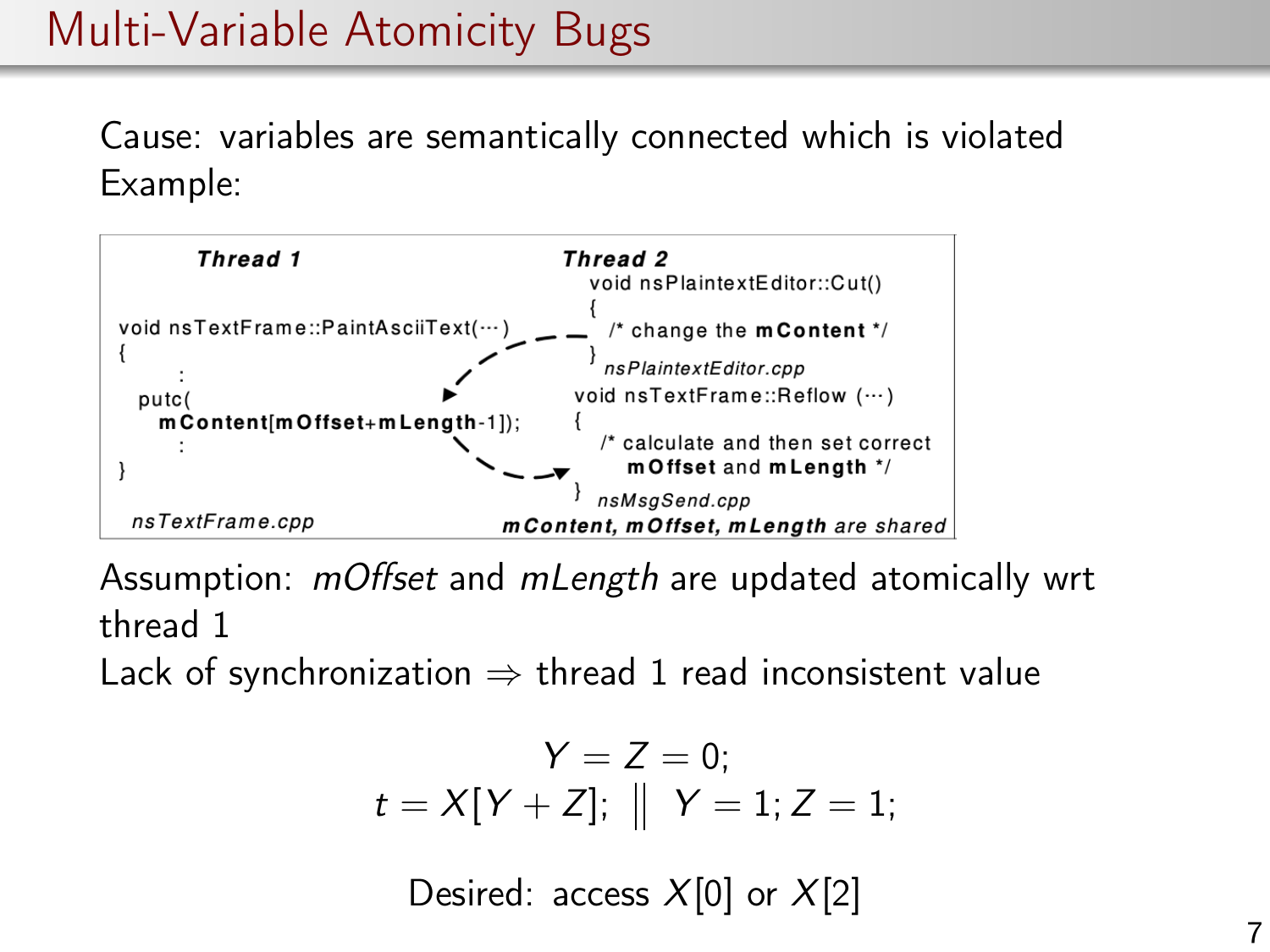# Multi-Variable Atomicity Bugs

Cause: variables are semantically connected which is violated
Example:

```
Thread 1                                        Thread 2
                                                void nsPlaintextEditor::Cut()
                                                {
void nsTextFrame::PaintAsciiText(···)             /* change the mContent */
{                                               }
        :                                        nsPlaintextEditor.cpp
  putc(                                         void nsTextFrame::Reflow (···)
    mContent[mOffset+mLength-1]);               {
        :                                         /* calculate and then set correct
}                                                    mOffset and mLength */
                                                }  nsMsgSend.cpp
 nsTextFrame.cpp                                mContent, mOffset, mLength are shared
```

Assumption: *mOffset* and *mLength* are updated atomically wrt thread 1

Lack of synchronization $\Rightarrow$ thread 1 read inconsistent value

$$Y = Z = 0;$$
$$t = X[Y + Z]; \;\| \; Y = 1; Z = 1;$$

Desired: access $X[0]$ or $X[2]$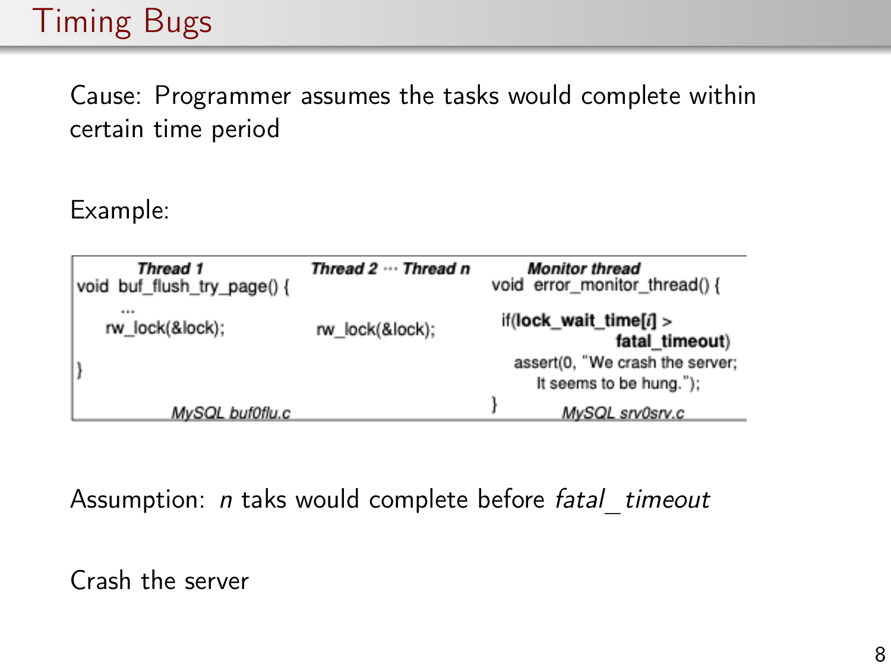# Timing Bugs

Cause: Programmer assumes the tasks would complete within certain time period

Example:

| Thread 1 | Thread 2 ··· Thread n | Monitor thread |
| --- | --- | --- |
| void buf_flush_try_page() {<br>...<br>rw_lock(&lock);<br>}<br>*MySQL buf0flu.c* | rw_lock(&lock); | void error_monitor_thread() {<br>if(**lock_wait_time[*i*]** > **fatal_timeout**)<br>assert(0, "We crash the server; It seems to be hung.");<br>}<br>*MySQL srv0srv.c* |

Assumption: *n* taks would complete before *fatal_timeout*

Crash the server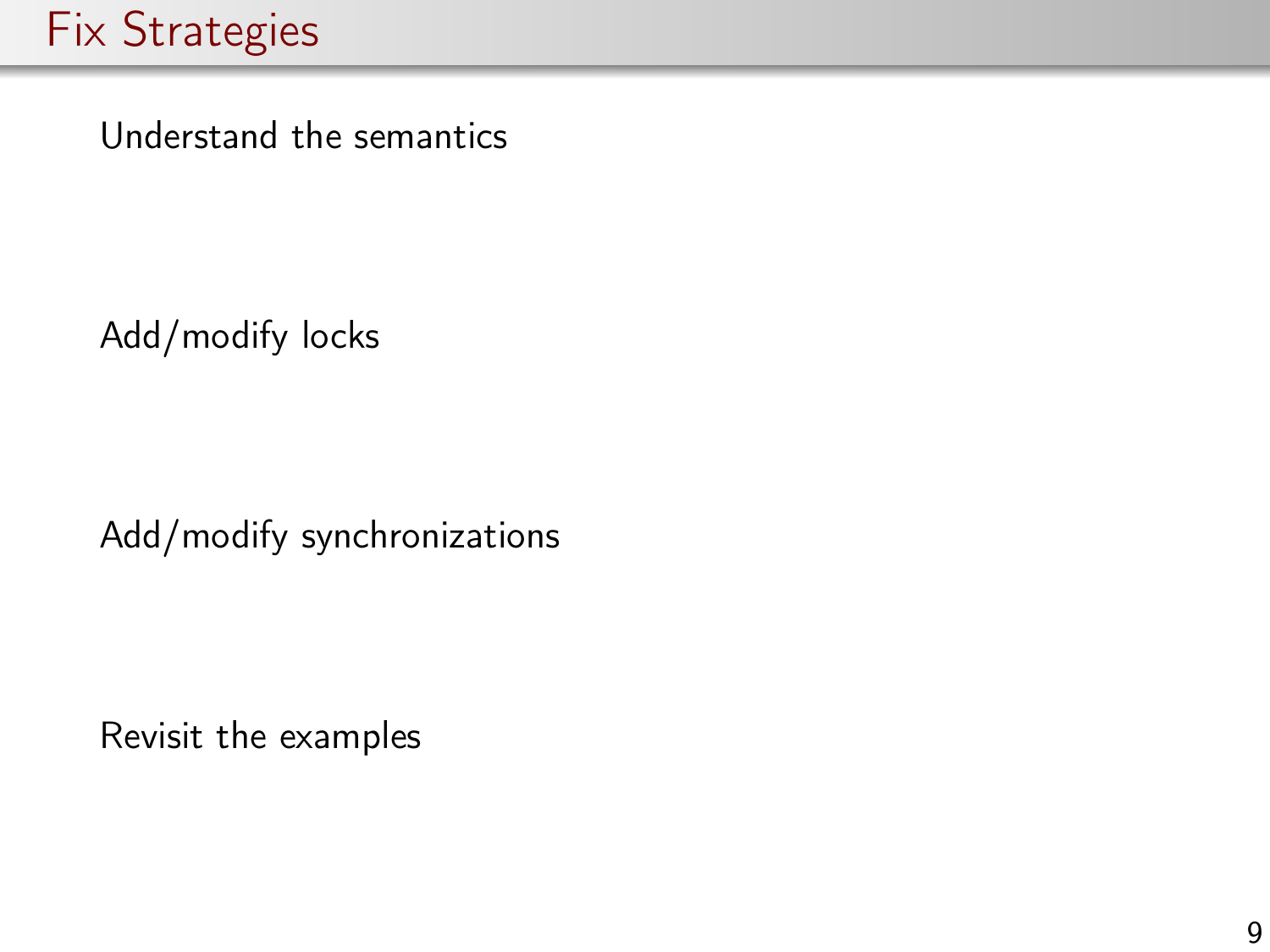# Fix Strategies

Understand the semantics

Add/modify locks

Add/modify synchronizations

Revisit the examples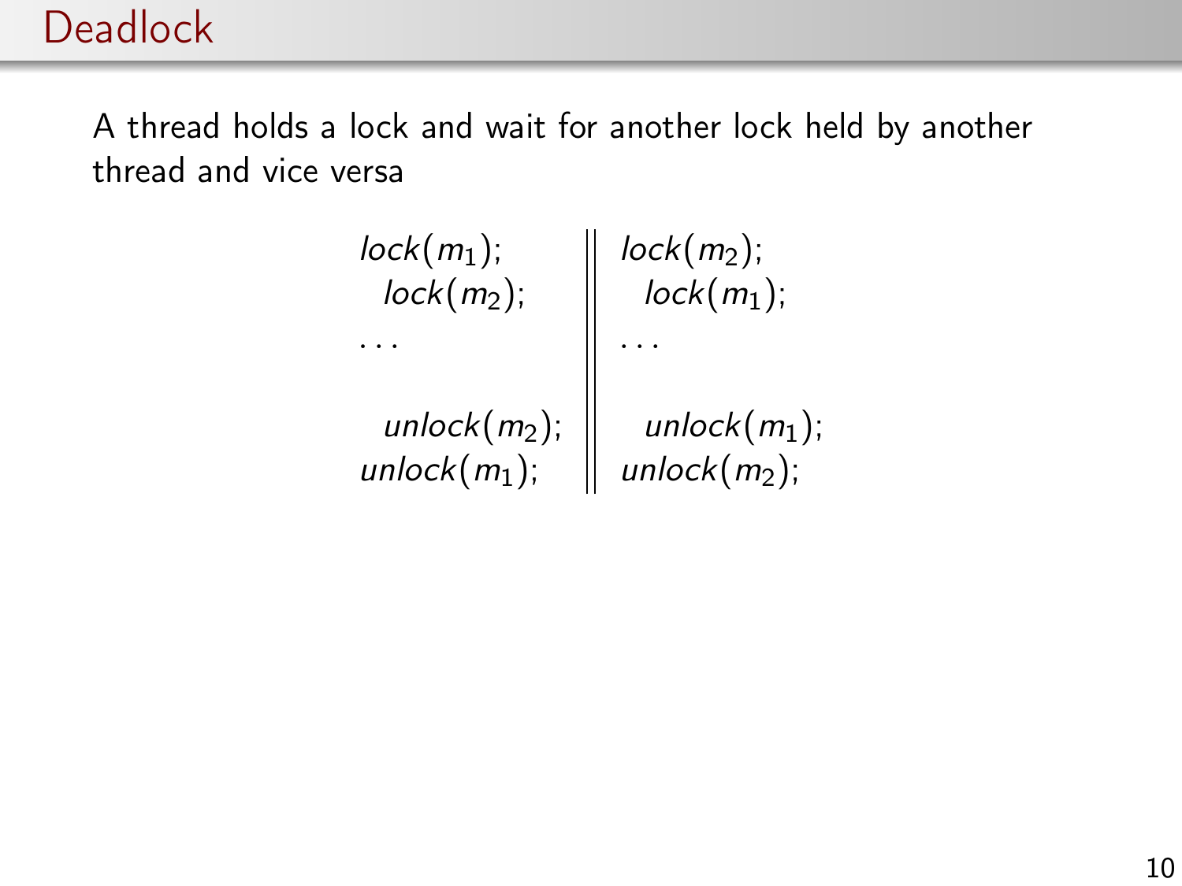# Deadlock

A thread holds a lock and wait for another lock held by another thread and vice versa

| | |
|---|---|
| $lock(m_1)$; | $lock(m_2)$; |
| $\quad lock(m_2)$; | $\quad lock(m_1)$; |
| $\ldots$ | $\ldots$ |
| $\quad unlock(m_2)$; | $\quad unlock(m_1)$; |
| $unlock(m_1)$; | $unlock(m_2)$; |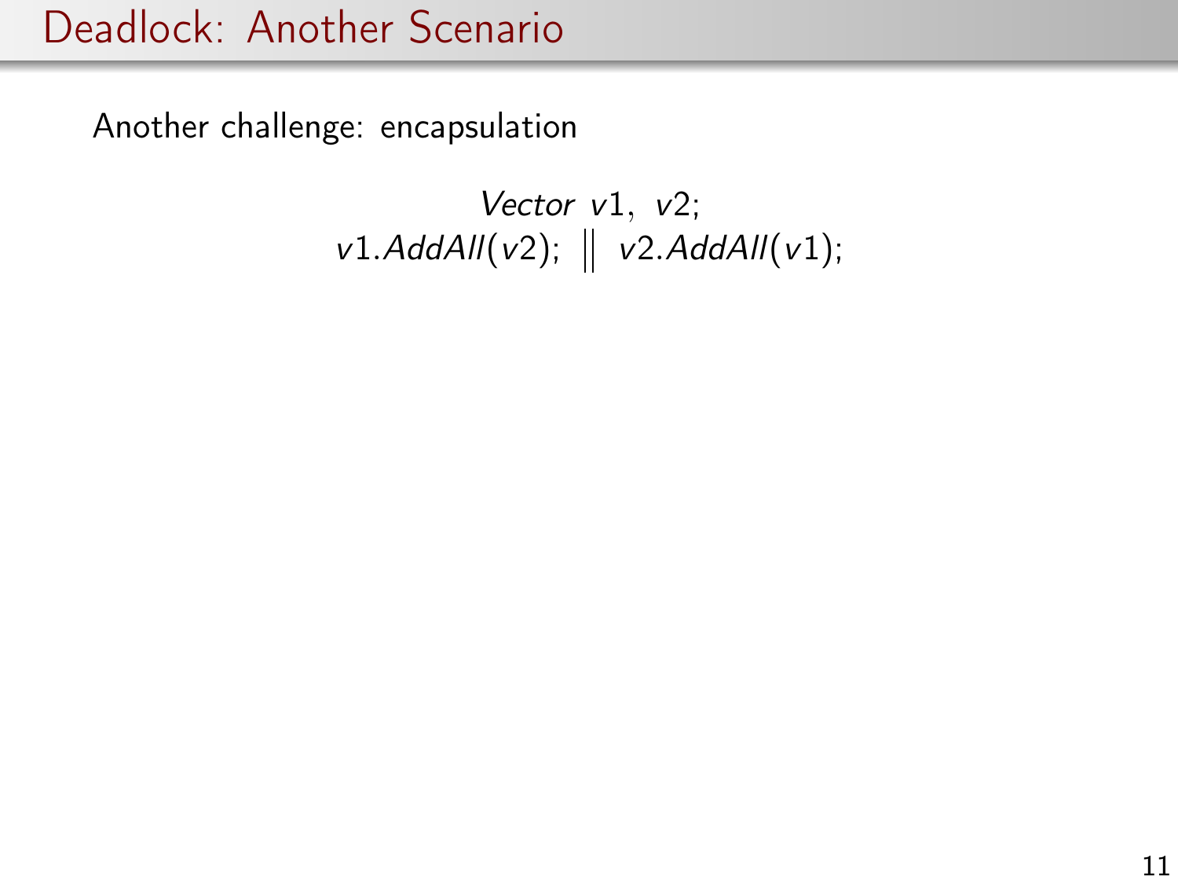# Deadlock: Another Scenario

Another challenge: encapsulation

$$\textit{Vector } v1,\ v2;$$
$$v1.\textit{AddAll}(v2);\ \Big\|\ v2.\textit{AddAll}(v1);$$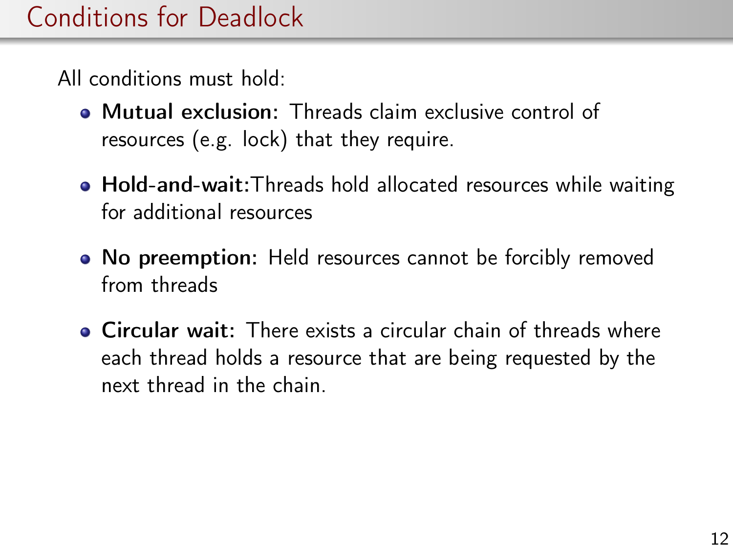# Conditions for Deadlock

All conditions must hold:

- **Mutual exclusion:** Threads claim exclusive control of resources (e.g. lock) that they require.
- **Hold-and-wait:**Threads hold allocated resources while waiting for additional resources
- **No preemption:** Held resources cannot be forcibly removed from threads
- **Circular wait:** There exists a circular chain of threads where each thread holds a resource that are being requested by the next thread in the chain.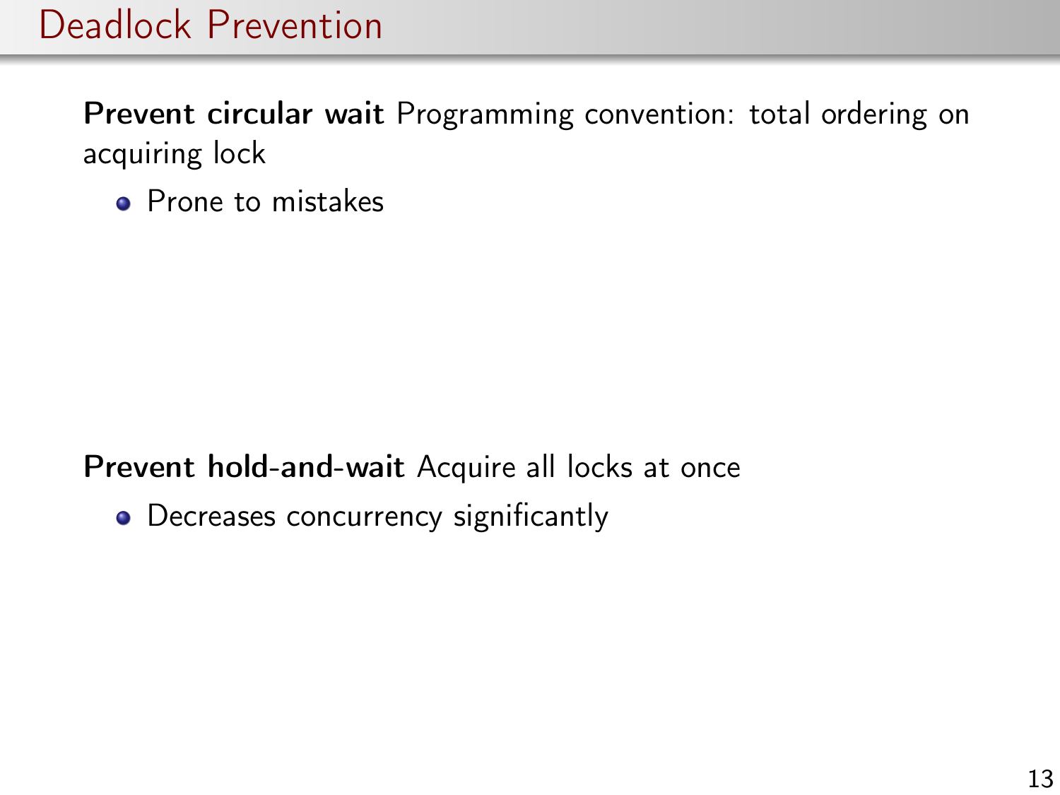# Deadlock Prevention

**Prevent circular wait** Programming convention: total ordering on acquiring lock

- Prone to mistakes

**Prevent hold-and-wait** Acquire all locks at once

- Decreases concurrency significantly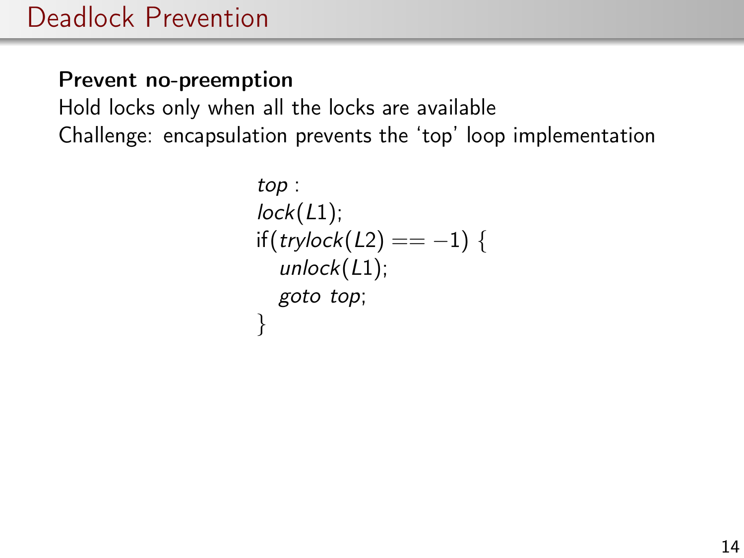# Deadlock Prevention

**Prevent no-preemption**

Hold locks only when all the locks are available

Challenge: encapsulation prevents the ‘top’ loop implementation

```
top :
lock(L1);
if(trylock(L2) == −1) {
   unlock(L1);
   goto top;
}
```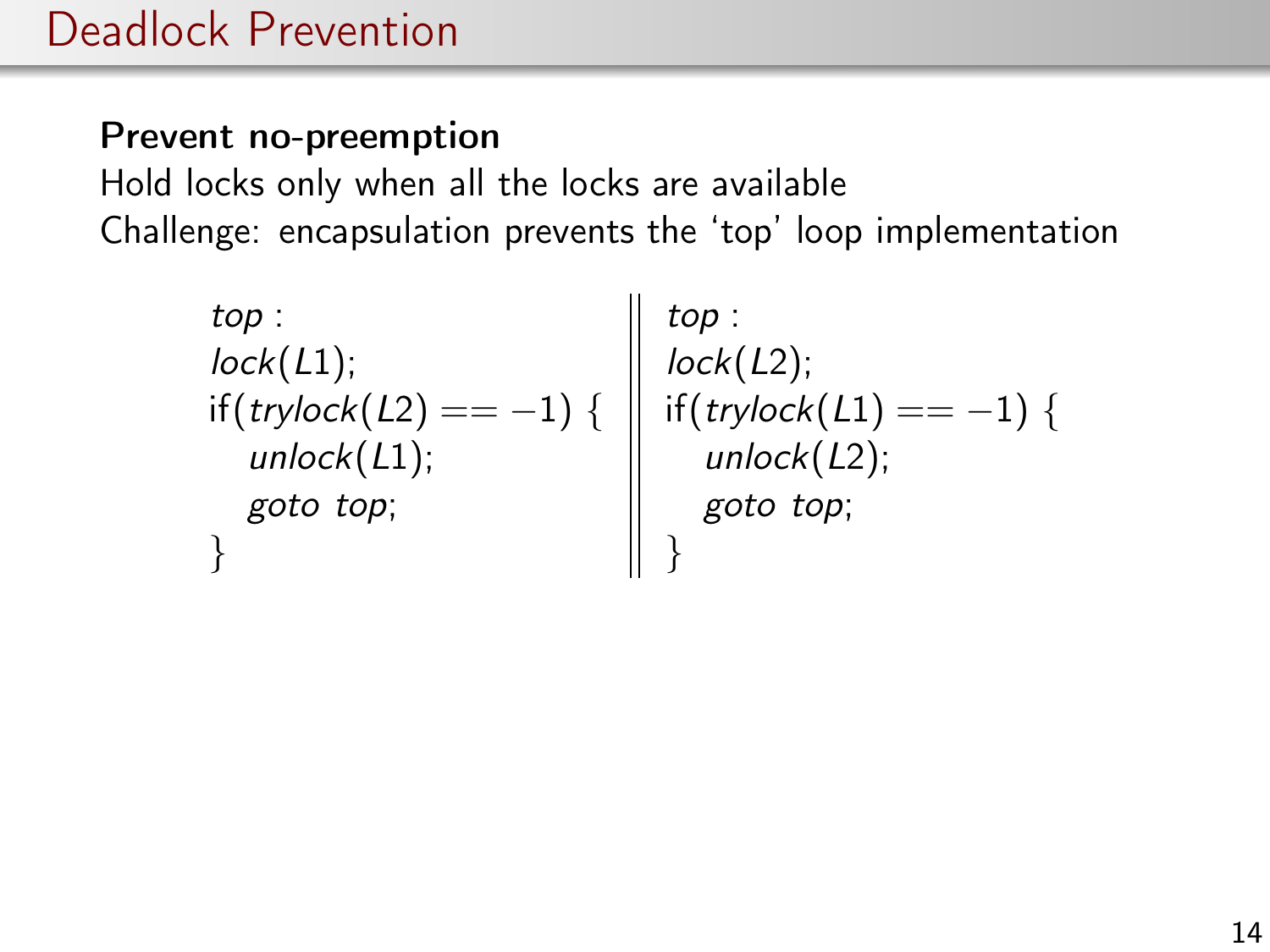# Deadlock Prevention

**Prevent no-preemption**

Hold locks only when all the locks are available

Challenge: encapsulation prevents the 'top' loop implementation

```
top:
lock(L1);
if(trylock(L2) == -1) {
   unlock(L1);
   goto top;
}
```

```
top:
lock(L2);
if(trylock(L1) == -1) {
   unlock(L2);
   goto top;
}
```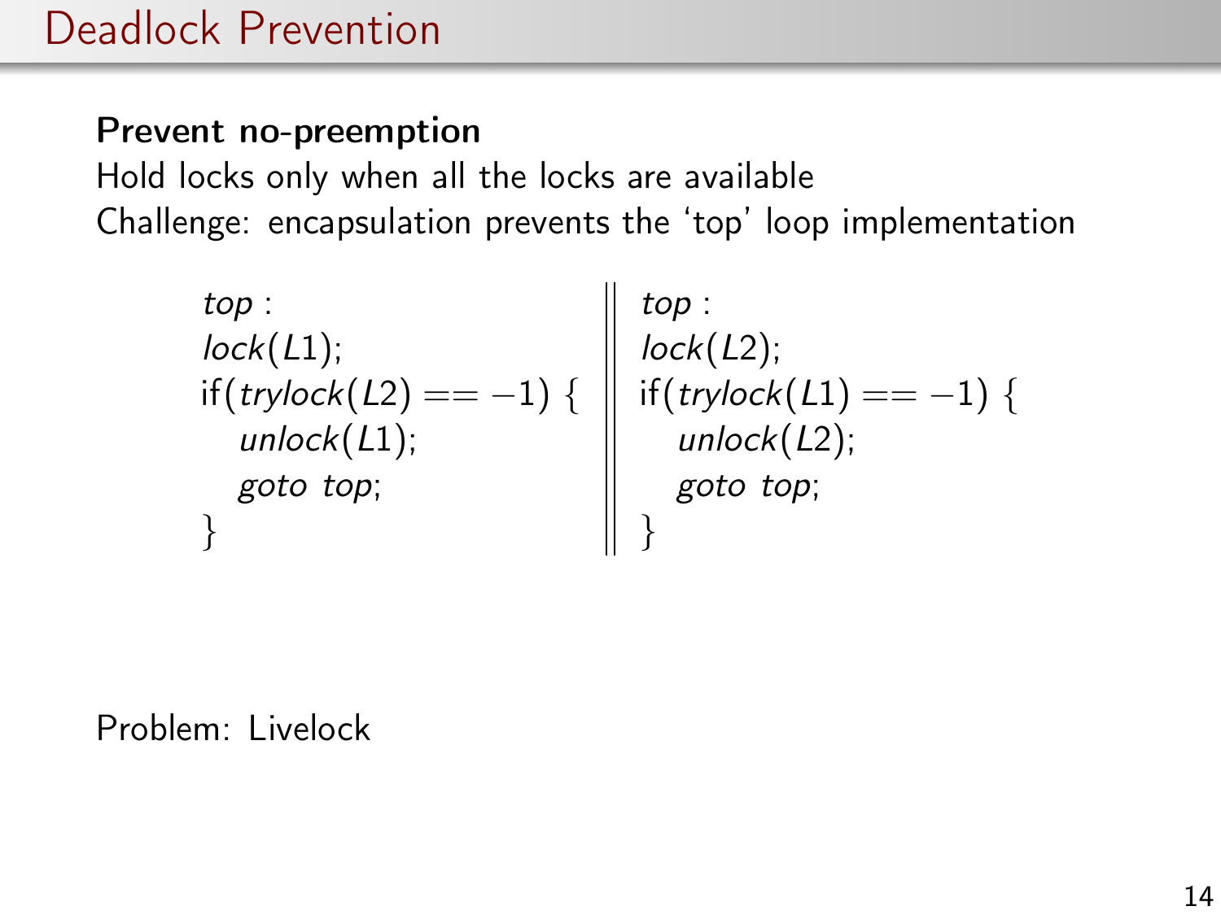# Deadlock Prevention

**Prevent no-preemption**

Hold locks only when all the locks are available

Challenge: encapsulation prevents the 'top' loop implementation

```
top:
lock(L1);
if(trylock(L2) == -1) {
    unlock(L1);
    goto top;
}
```

```
top:
lock(L2);
if(trylock(L1) == -1) {
    unlock(L2);
    goto top;
}
```

Problem: Livelock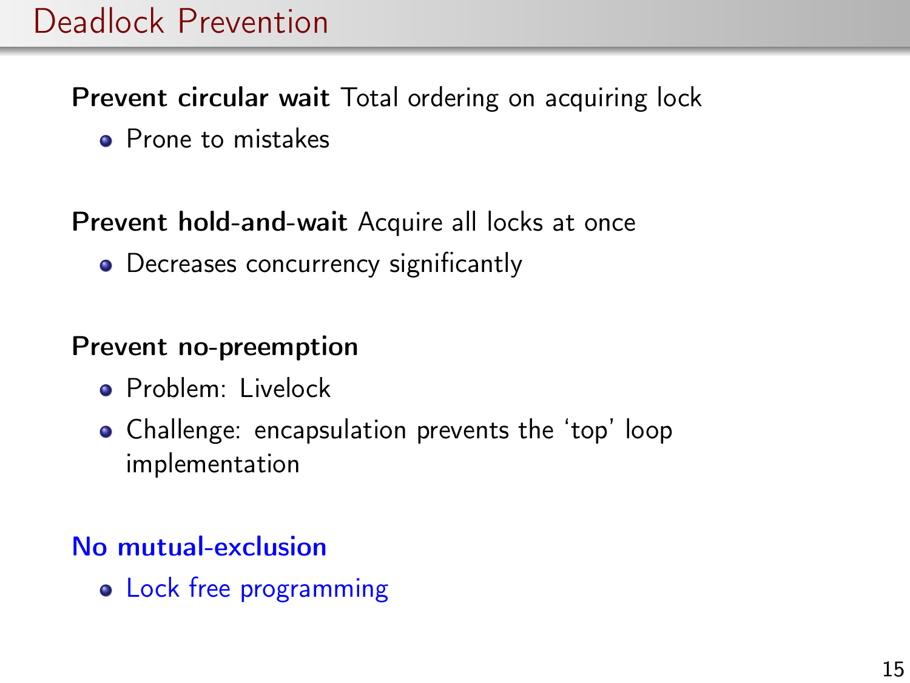# Deadlock Prevention

**Prevent circular wait** Total ordering on acquiring lock

- Prone to mistakes

**Prevent hold-and-wait** Acquire all locks at once

- Decreases concurrency significantly

**Prevent no-preemption**

- Problem: Livelock
- Challenge: encapsulation prevents the 'top' loop implementation

**No mutual-exclusion**

- Lock free programming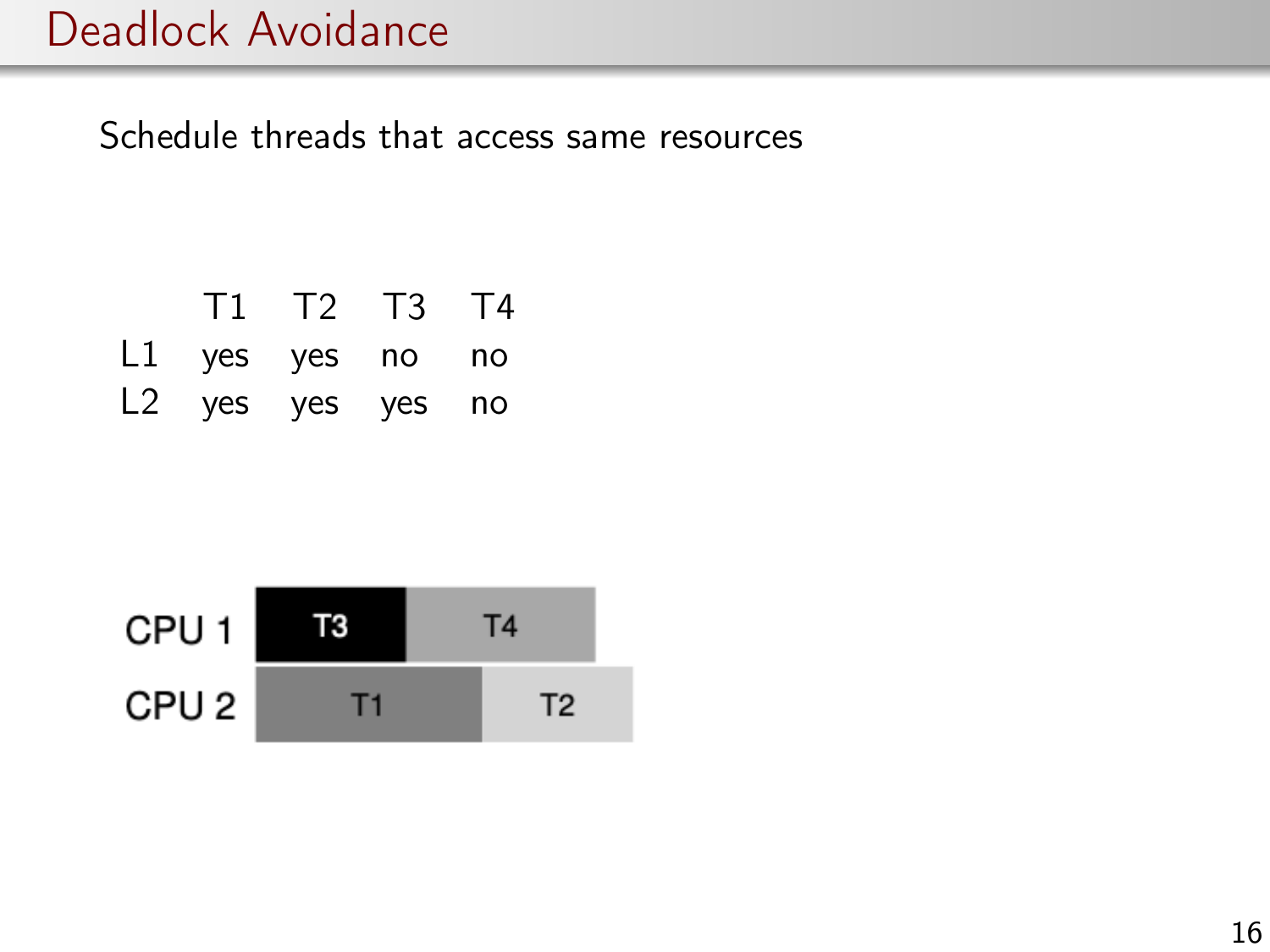# Deadlock Avoidance

Schedule threads that access same resources

|  | T1 | T2 | T3 | T4 |
|---|---|---|---|---|
| L1 | yes | yes | no | no |
| L2 | yes | yes | yes | no |

| CPU 1 | T3 | T4 |
|---|---|---|
| CPU 2 | T1 | T2 |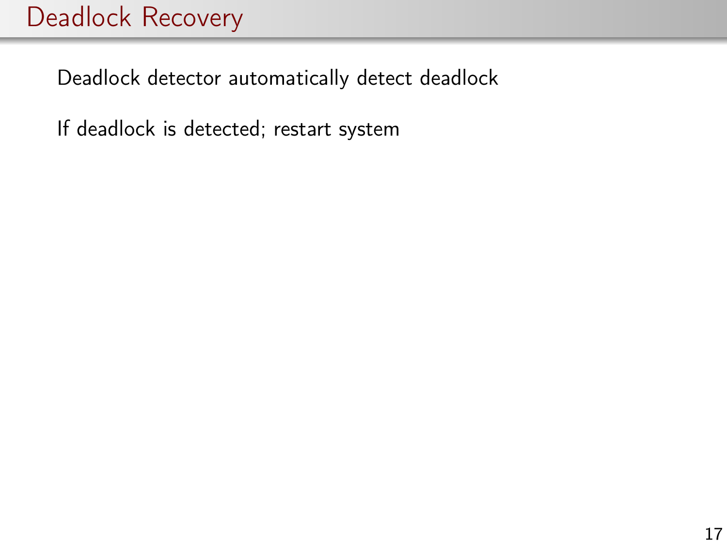# Deadlock Recovery

Deadlock detector automatically detect deadlock

If deadlock is detected; restart system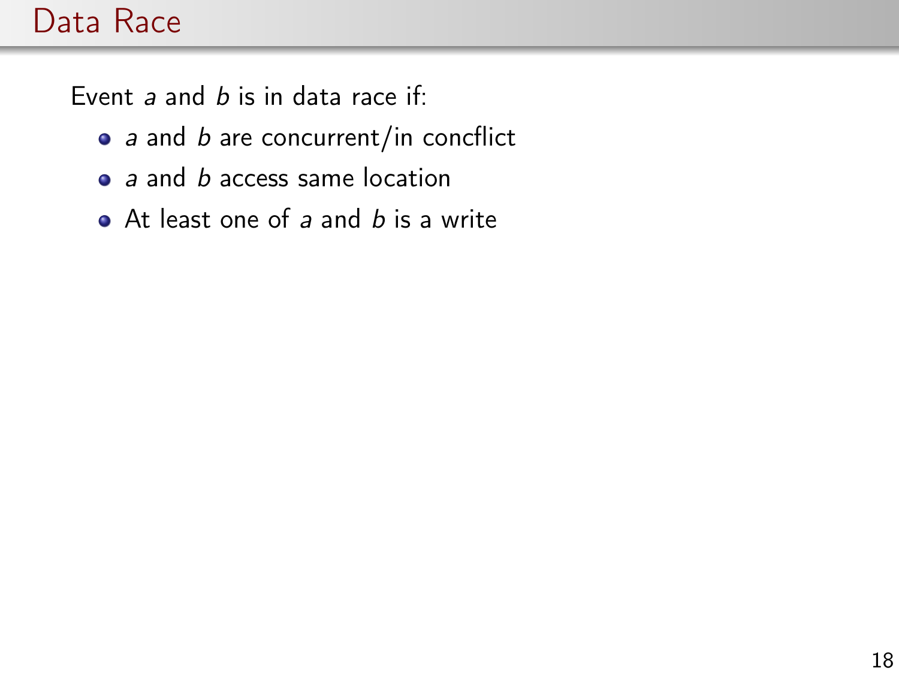# Data Race

Event *a* and *b* is in data race if:

- *a* and *b* are concurrent/in concflict
- *a* and *b* access same location
- At least one of *a* and *b* is a write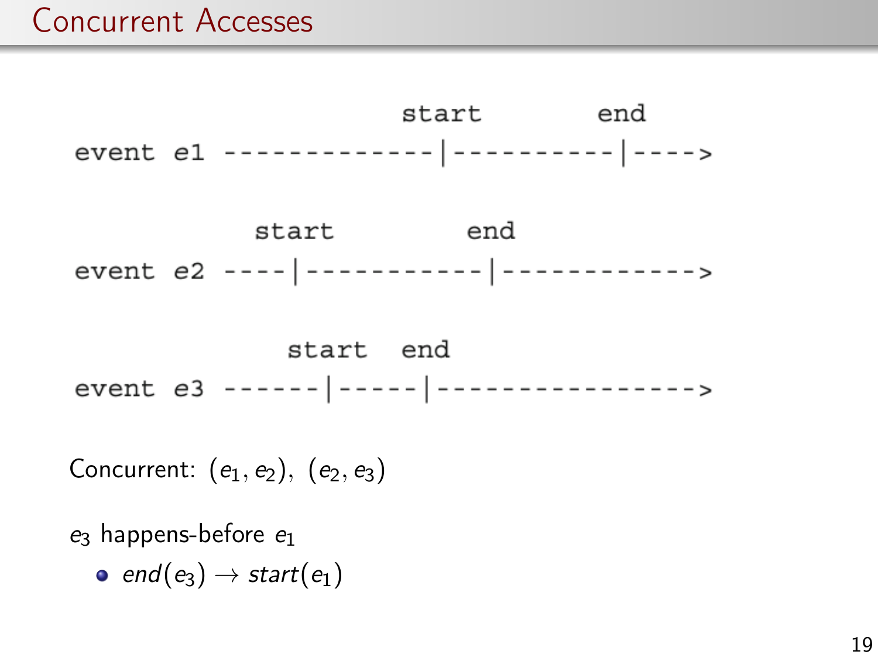# Concurrent Accesses

```
                          start          end
event e1 ------------|----------|---->

                  start          end
event e2 ----|-----------|----------->

                     start   end
event e3 ------|-----|--------------->
```

Concurrent: $(e_1, e_2)$, $(e_2, e_3)$

$e_3$ happens-before $e_1$

- $end(e_3) \rightarrow start(e_1)$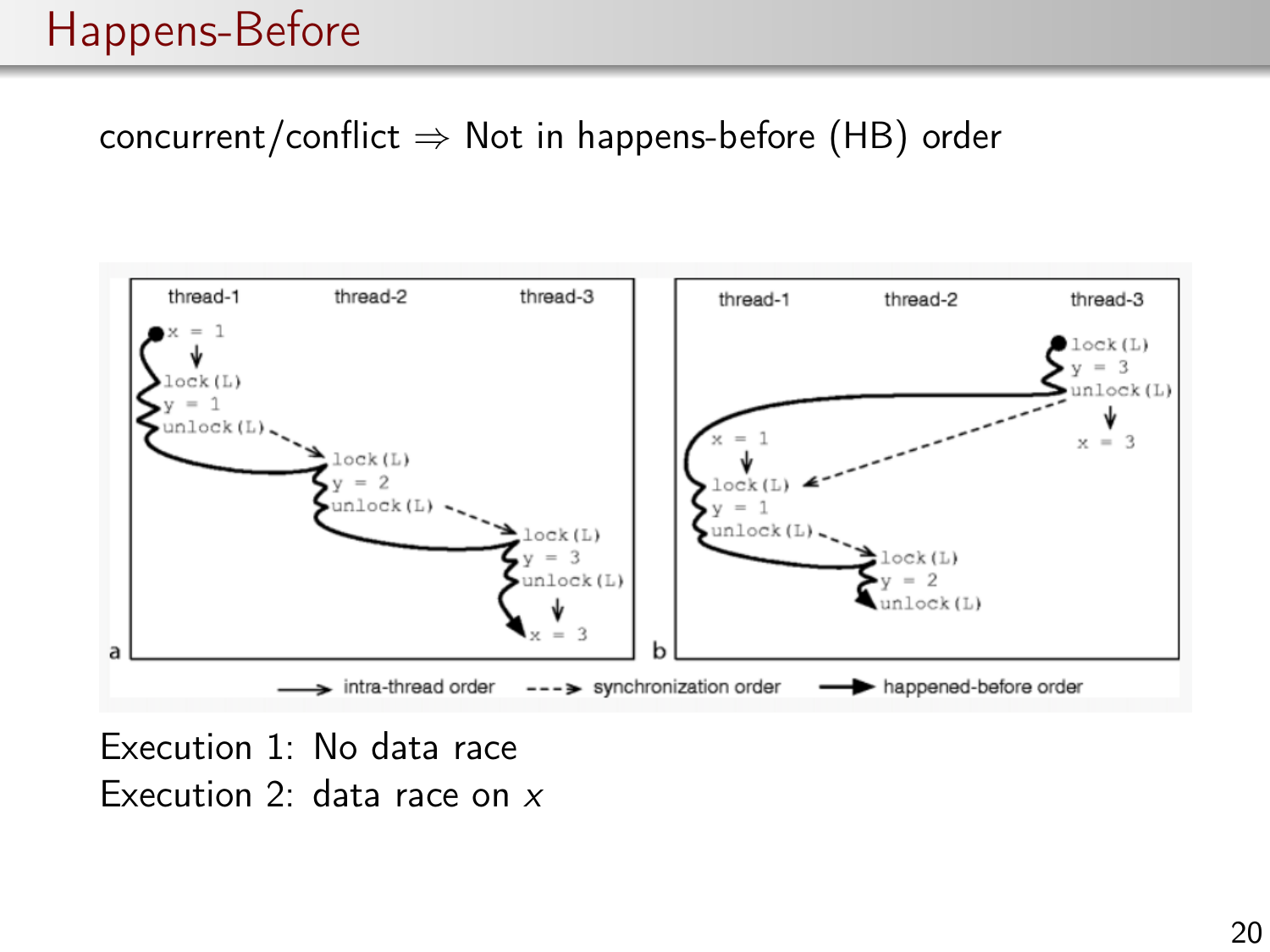# Happens-Before

concurrent/conflict $\Rightarrow$ Not in happens-before (HB) order

Execution 1: No data race
Execution 2: data race on $x$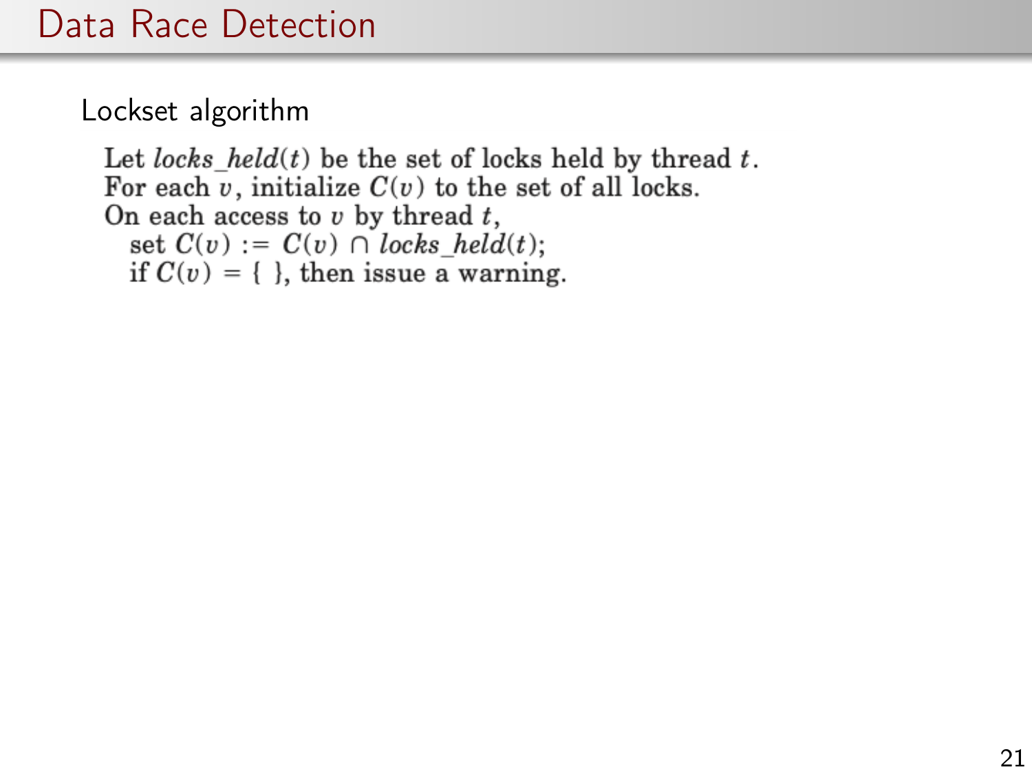# Data Race Detection

Lockset algorithm

Let *locks_held*$(t)$ be the set of locks held by thread $t$.
For each $v$, initialize $C(v)$ to the set of all locks.
On each access to $v$ by thread $t$,
  set $C(v) := C(v) \cap \textit{locks\_held}(t)$;
  if $C(v) = \{ \}$, then issue a warning.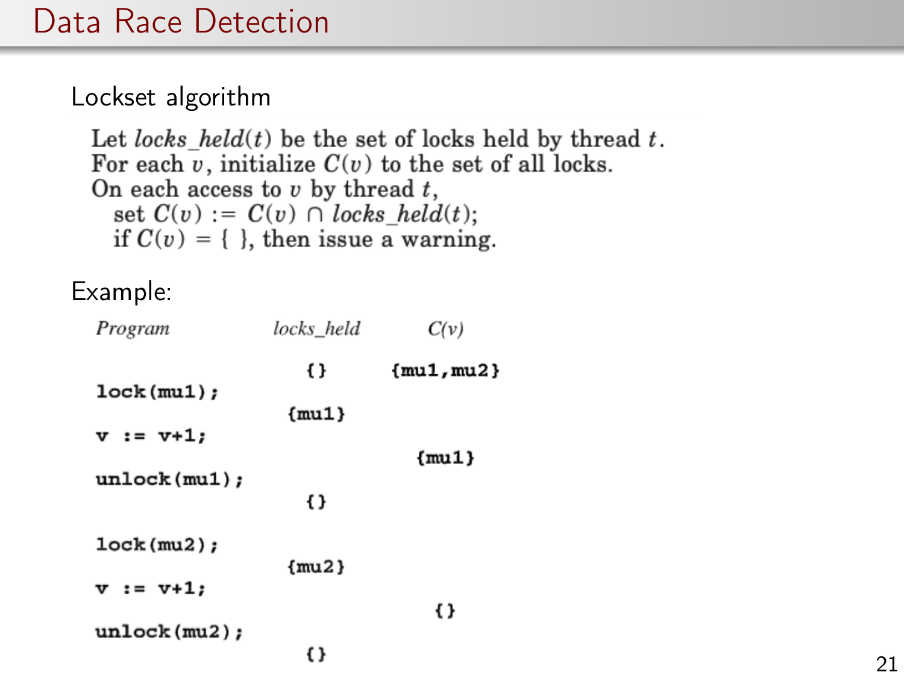# Data Race Detection

Lockset algorithm

Let *locks_held*($t$) be the set of locks held by thread $t$.
For each $v$, initialize $C(v)$ to the set of all locks.
On each access to $v$ by thread $t$,
  set $C(v) := C(v) \cap$ *locks_held*($t$);
  if $C(v) = \{\ \}$, then issue a warning.

Example:

| *Program* | *locks_held* | *C(v)* |
|---|---|---|
| | `{}` | `{mu1,mu2}` |
| `lock(mu1);` | | |
| | `{mu1}` | |
| `v := v+1;` | | |
| | | `{mu1}` |
| `unlock(mu1);` | | |
| | `{}` | |
| `lock(mu2);` | | |
| | `{mu2}` | |
| `v := v+1;` | | |
| | | `{}` |
| `unlock(mu2);` | | |
| | `{}` | |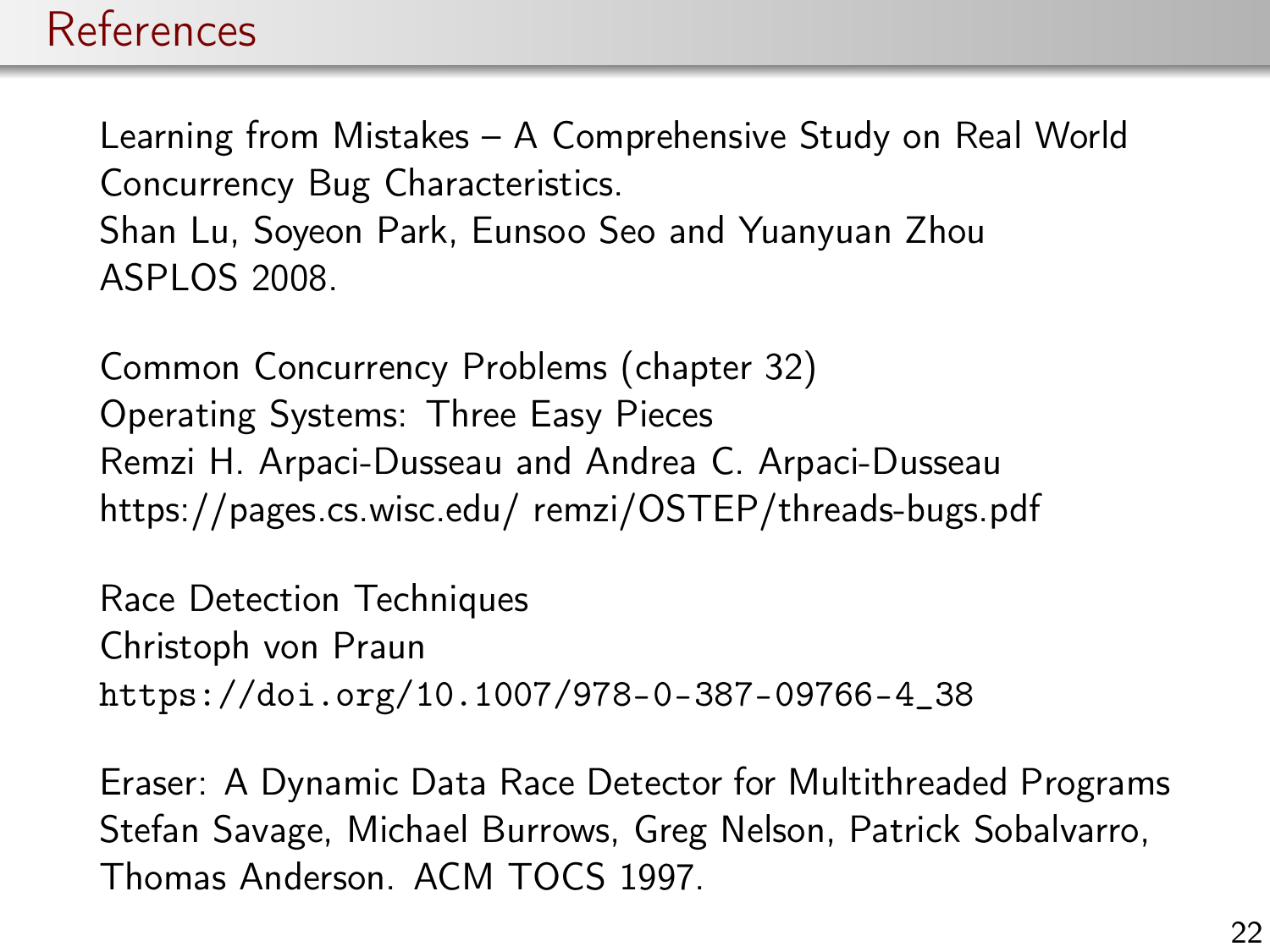# References

Learning from Mistakes – A Comprehensive Study on Real World Concurrency Bug Characteristics.
Shan Lu, Soyeon Park, Eunsoo Seo and Yuanyuan Zhou
ASPLOS 2008.

Common Concurrency Problems (chapter 32)
Operating Systems: Three Easy Pieces
Remzi H. Arpaci-Dusseau and Andrea C. Arpaci-Dusseau
https://pages.cs.wisc.edu/ remzi/OSTEP/threads-bugs.pdf

Race Detection Techniques
Christoph von Praun
`https://doi.org/10.1007/978-0-387-09766-4_38`

Eraser: A Dynamic Data Race Detector for Multithreaded Programs
Stefan Savage, Michael Burrows, Greg Nelson, Patrick Sobalvarro, Thomas Anderson. ACM TOCS 1997.